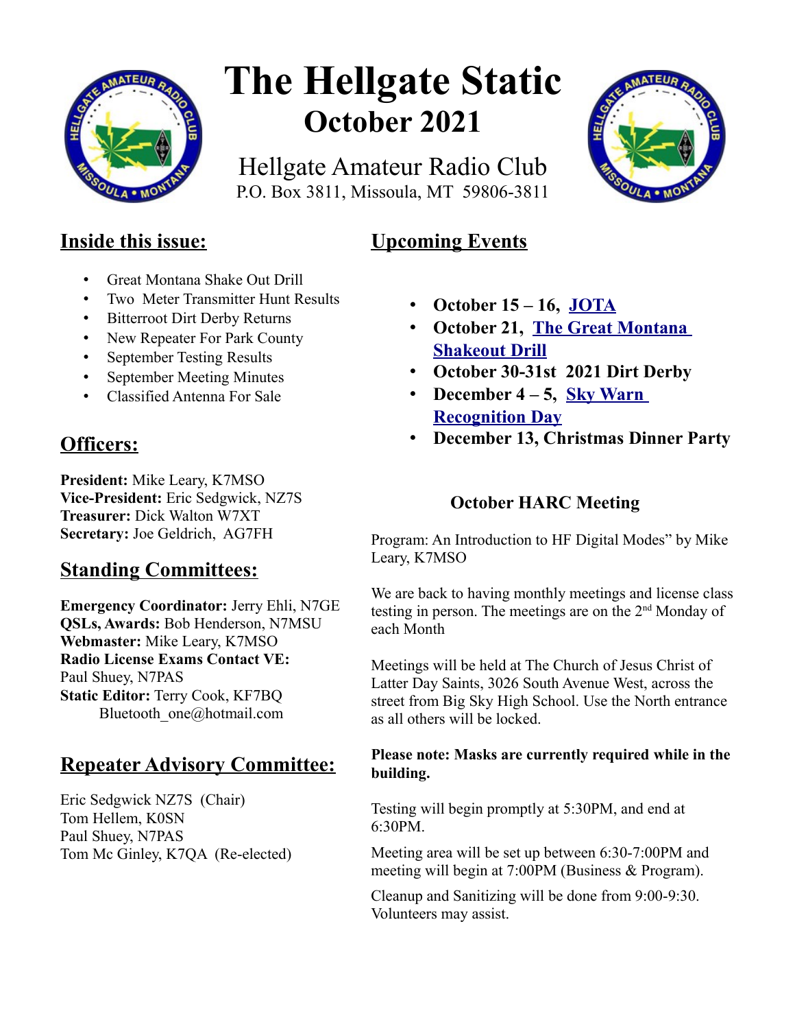# The Hellgate Static

## October 2021

Hellgate Amateur Radio Club
P.O. Box 3811, Missoula, MT 59806-3811

## Inside this issue:

- Great Montana Shake Out Drill
- Two Meter Transmitter Hunt Results
- Bitterroot Dirt Derby Returns
- New Repeater For Park County
- September Testing Results
- September Meeting Minutes
- Classified Antenna For Sale

## Officers:

**President:** Mike Leary, K7MSO
**Vice-President:** Eric Sedgwick, NZ7S
**Treasurer:** Dick Walton W7XT
**Secretary:** Joe Geldrich, AG7FH

## Standing Committees:

**Emergency Coordinator:** Jerry Ehli, N7GE
**QSLs, Awards:** Bob Henderson, N7MSU
**Webmaster:** Mike Leary, K7MSO
**Radio License Exams Contact VE:** Paul Shuey, N7PAS
**Static Editor:** Terry Cook, KF7BQ
Bluetooth_one@hotmail.com

## Repeater Advisory Committee:

Eric Sedgwick NZ7S (Chair)
Tom Hellem, K0SN
Paul Shuey, N7PAS
Tom Mc Ginley, K7QA (Re-elected)

## Upcoming Events

- **October 15 – 16, JOTA**
- **October 21, The Great Montana Shakeout Drill**
- **October 30-31st 2021 Dirt Derby**
- **December 4 – 5, Sky Warn Recognition Day**
- **December 13, Christmas Dinner Party**

### October HARC Meeting

Program: An Introduction to HF Digital Modes" by Mike Leary, K7MSO

We are back to having monthly meetings and license class testing in person. The meetings are on the 2nd Monday of each Month

Meetings will be held at The Church of Jesus Christ of Latter Day Saints, 3026 South Avenue West, across the street from Big Sky High School. Use the North entrance as all others will be locked.

**Please note: Masks are currently required while in the building.**

Testing will begin promptly at 5:30PM, and end at 6:30PM.

Meeting area will be set up between 6:30-7:00PM and meeting will begin at 7:00PM (Business & Program).

Cleanup and Sanitizing will be done from 9:00-9:30. Volunteers may assist.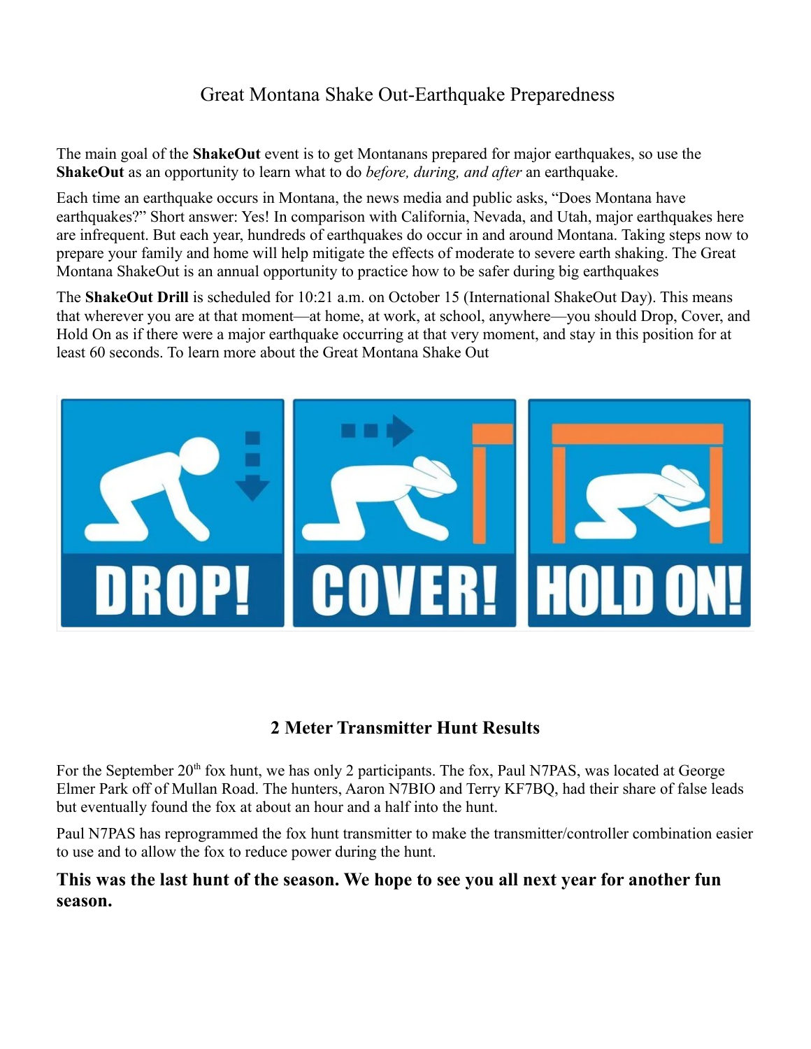# Great Montana Shake Out-Earthquake Preparedness

The main goal of the **ShakeOut** event is to get Montanans prepared for major earthquakes, so use the **ShakeOut** as an opportunity to learn what to do *before, during, and after* an earthquake.

Each time an earthquake occurs in Montana, the news media and public asks, "Does Montana have earthquakes?" Short answer: Yes! In comparison with California, Nevada, and Utah, major earthquakes here are infrequent. But each year, hundreds of earthquakes do occur in and around Montana. Taking steps now to prepare your family and home will help mitigate the effects of moderate to severe earth shaking. The Great Montana ShakeOut is an annual opportunity to practice how to be safer during big earthquakes

The **ShakeOut Drill** is scheduled for 10:21 a.m. on October 15 (International ShakeOut Day). This means that wherever you are at that moment—at home, at work, at school, anywhere—you should Drop, Cover, and Hold On as if there were a major earthquake occurring at that very moment, and stay in this position for at least 60 seconds. To learn more about the Great Montana Shake Out

DROP! COVER! HOLD ON!

## 2 Meter Transmitter Hunt Results

For the September 20th fox hunt, we has only 2 participants. The fox, Paul N7PAS, was located at George Elmer Park off of Mullan Road. The hunters, Aaron N7BIO and Terry KF7BQ, had their share of false leads but eventually found the fox at about an hour and a half into the hunt.

Paul N7PAS has reprogrammed the fox hunt transmitter to make the transmitter/controller combination easier to use and to allow the fox to reduce power during the hunt.

### This was the last hunt of the season. We hope to see you all next year for another fun season.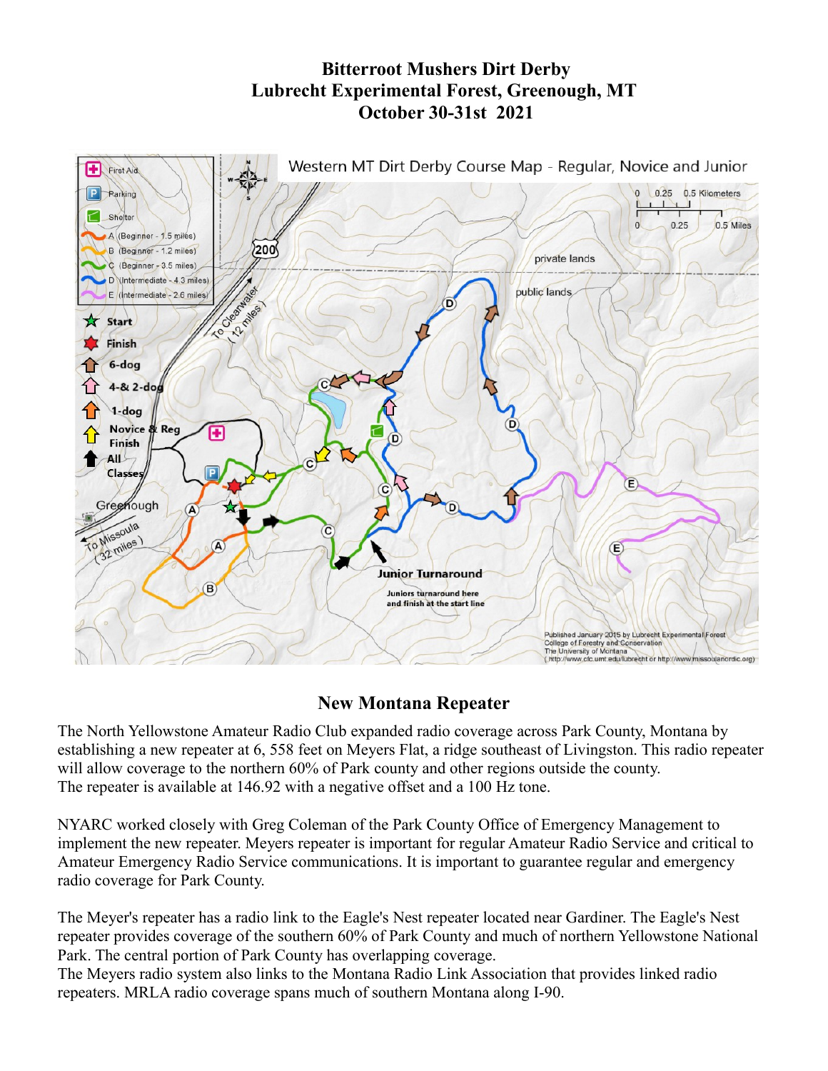# Bitterroot Mushers Dirt Derby
# Lubrecht Experimental Forest, Greenough, MT
# October 30-31st 2021

Western MT Dirt Derby Course Map - Regular, Novice and Junior

- First Aid
- Parking
- Shelter
- A (Beginner - 1.5 miles)
- B (Beginner - 1.2 miles)
- C (Beginner - 3.5 miles)
- D (Intermediate - 4.3 miles)
- E (Intermediate - 2.6 miles)
- Start
- Finish
- 6-dog
- 4-& 2-dog
- 1-dog
- Novice & Reg Finish
- All Classes

Junior Turnaround

Juniors turnaround here and finish at the start line

Published January 2015 by Lubrecht Experimental Forest
College of Forestry and Conservation
The University of Montana
(http://www.cfc.umt.edu/lubrecht or http://www.missoulanordic.org)

## New Montana Repeater

The North Yellowstone Amateur Radio Club expanded radio coverage across Park County, Montana by establishing a new repeater at 6, 558 feet on Meyers Flat, a ridge southeast of Livingston. This radio repeater will allow coverage to the northern 60% of Park county and other regions outside the county. The repeater is available at 146.92 with a negative offset and a 100 Hz tone.

NYARC worked closely with Greg Coleman of the Park County Office of Emergency Management to implement the new repeater. Meyers repeater is important for regular Amateur Radio Service and critical to Amateur Emergency Radio Service communications. It is important to guarantee regular and emergency radio coverage for Park County.

The Meyer's repeater has a radio link to the Eagle's Nest repeater located near Gardiner. The Eagle's Nest repeater provides coverage of the southern 60% of Park County and much of northern Yellowstone National Park. The central portion of Park County has overlapping coverage.

The Meyers radio system also links to the Montana Radio Link Association that provides linked radio repeaters. MRLA radio coverage spans much of southern Montana along I-90.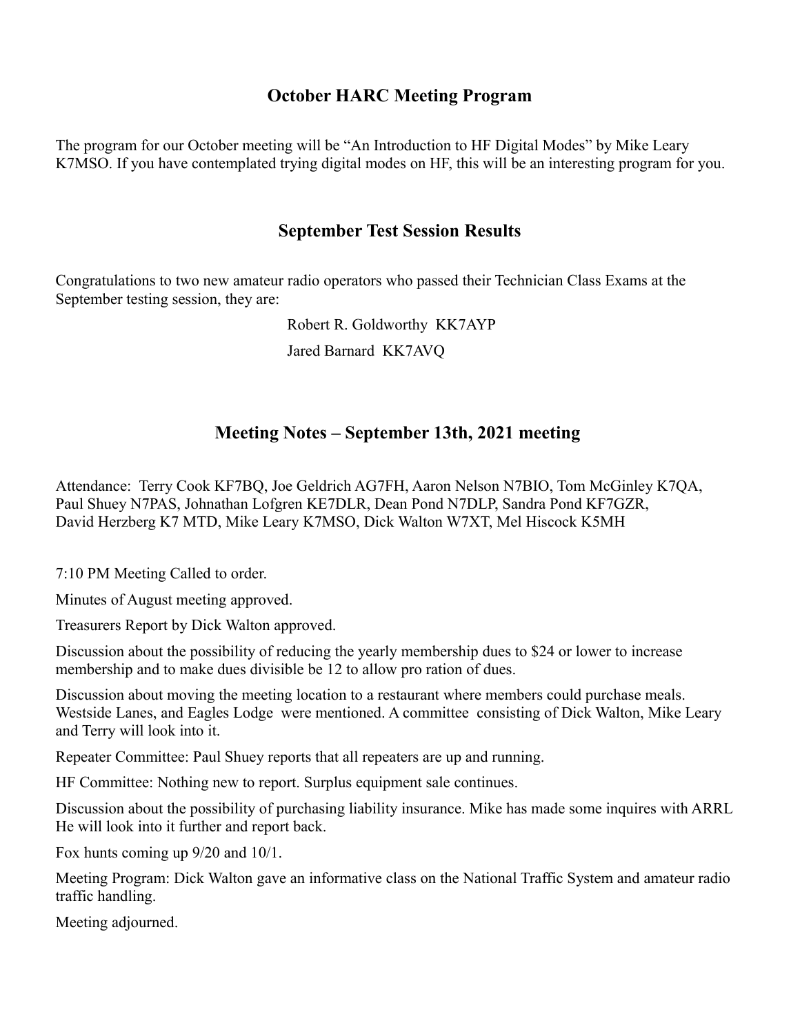## October HARC Meeting Program

The program for our October meeting will be "An Introduction to HF Digital Modes" by Mike Leary K7MSO. If you have contemplated trying digital modes on HF, this will be an interesting program for you.

## September Test Session Results

Congratulations to two new amateur radio operators who passed their Technician Class Exams at the September testing session, they are:

Robert R. Goldworthy KK7AYP

Jared Barnard KK7AVQ

## Meeting Notes – September 13th, 2021 meeting

Attendance: Terry Cook KF7BQ, Joe Geldrich AG7FH, Aaron Nelson N7BIO, Tom McGinley K7QA, Paul Shuey N7PAS, Johnathan Lofgren KE7DLR, Dean Pond N7DLP, Sandra Pond KF7GZR, David Herzberg K7 MTD, Mike Leary K7MSO, Dick Walton W7XT, Mel Hiscock K5MH

7:10 PM Meeting Called to order.

Minutes of August meeting approved.

Treasurers Report by Dick Walton approved.

Discussion about the possibility of reducing the yearly membership dues to $24 or lower to increase membership and to make dues divisible be 12 to allow pro ration of dues.

Discussion about moving the meeting location to a restaurant where members could purchase meals. Westside Lanes, and Eagles Lodge were mentioned. A committee consisting of Dick Walton, Mike Leary and Terry will look into it.

Repeater Committee: Paul Shuey reports that all repeaters are up and running.

HF Committee: Nothing new to report. Surplus equipment sale continues.

Discussion about the possibility of purchasing liability insurance. Mike has made some inquires with ARRL He will look into it further and report back.

Fox hunts coming up 9/20 and 10/1.

Meeting Program: Dick Walton gave an informative class on the National Traffic System and amateur radio traffic handling.

Meeting adjourned.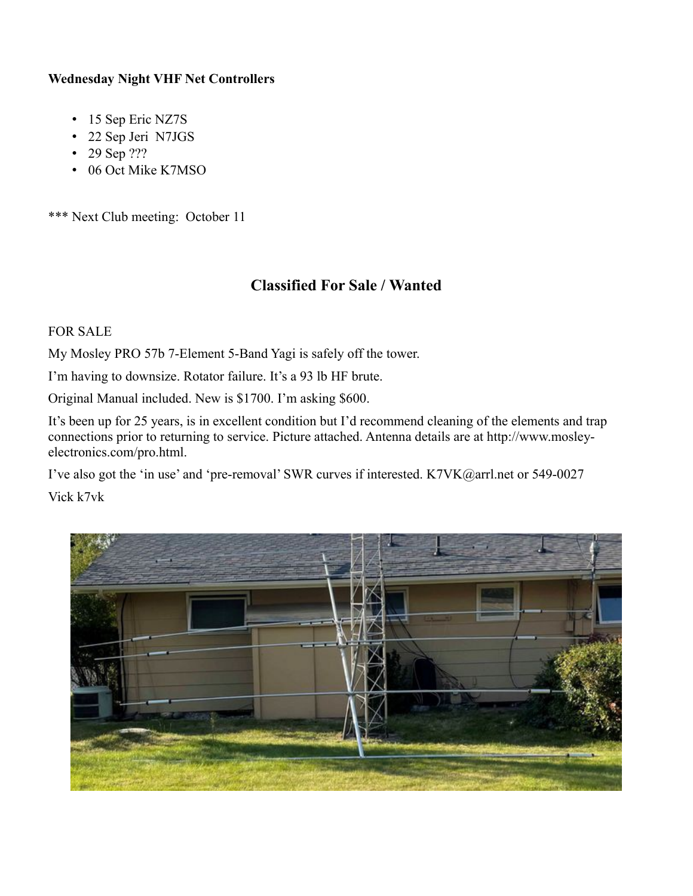**Wednesday Night VHF Net Controllers**

- 15 Sep Eric NZ7S
- 22 Sep Jeri N7JGS
- 29 Sep ???
- 06 Oct Mike K7MSO

*** Next Club meeting: October 11

## Classified For Sale / Wanted

FOR SALE

My Mosley PRO 57b 7-Element 5-Band Yagi is safely off the tower.

I'm having to downsize. Rotator failure. It's a 93 lb HF brute.

Original Manual included. New is $1700. I'm asking $600.

It's been up for 25 years, is in excellent condition but I'd recommend cleaning of the elements and trap connections prior to returning to service. Picture attached. Antenna details are at http://www.mosley-electronics.com/pro.html.

I've also got the 'in use' and 'pre-removal' SWR curves if interested. K7VK@arrl.net or 549-0027

Vick k7vk